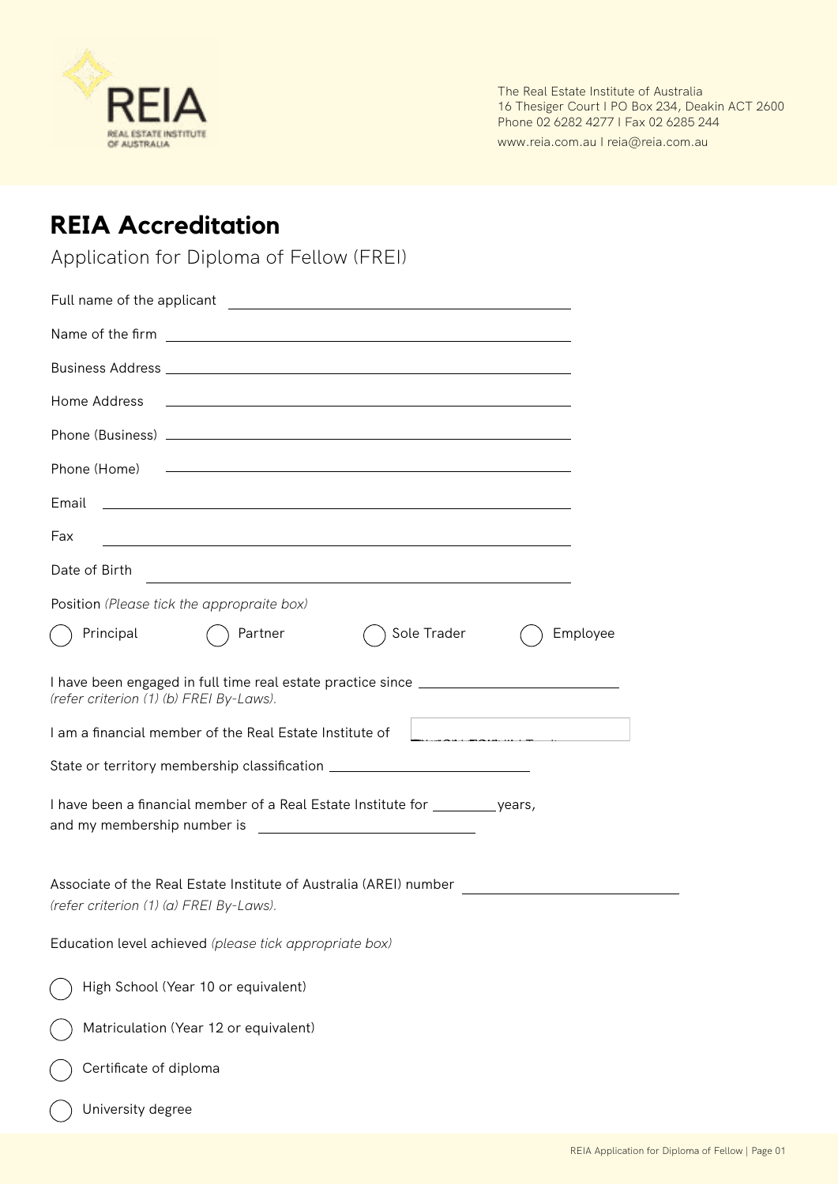The Real Estate Institute of Australia
16 Thesiger Court I PO Box 234, Deakin ACT 2600
Phone 02 6282 4277 I Fax 02 6285 244
www.reia.com.au I reia@reia.com.au

# REIA Accreditation

## Application for Diploma of Fellow (FREI)

Full name of the applicant ______________________________

Name of the firm ______________________________

Business Address ______________________________

Home Address ______________________________

Phone (Business) ______________________________

Phone (Home) ______________________________

Email ______________________________

Fax ______________________________

Date of Birth ______________________________

Position *(Please tick the appropraite box)*

◯ Principal ◯ Partner ◯ Sole Trader ◯ Employee

I have been engaged in full time real estate practice since ______________________________
*(refer criterion (1) (b) FREI By-Laws).*

I am a financial member of the Real Estate Institute of ______________________________

State or territory membership classification ______________________________

I have been a financial member of a Real Estate Institute for ________ years,
and my membership number is ______________________________

Associate of the Real Estate Institute of Australia (AREI) number ______________________________
*(refer criterion (1) (a) FREI By-Laws).*

Education level achieved *(please tick appropriate box)*

◯ High School (Year 10 or equivalent)

◯ Matriculation (Year 12 or equivalent)

◯ Certificate of diploma

◯ University degree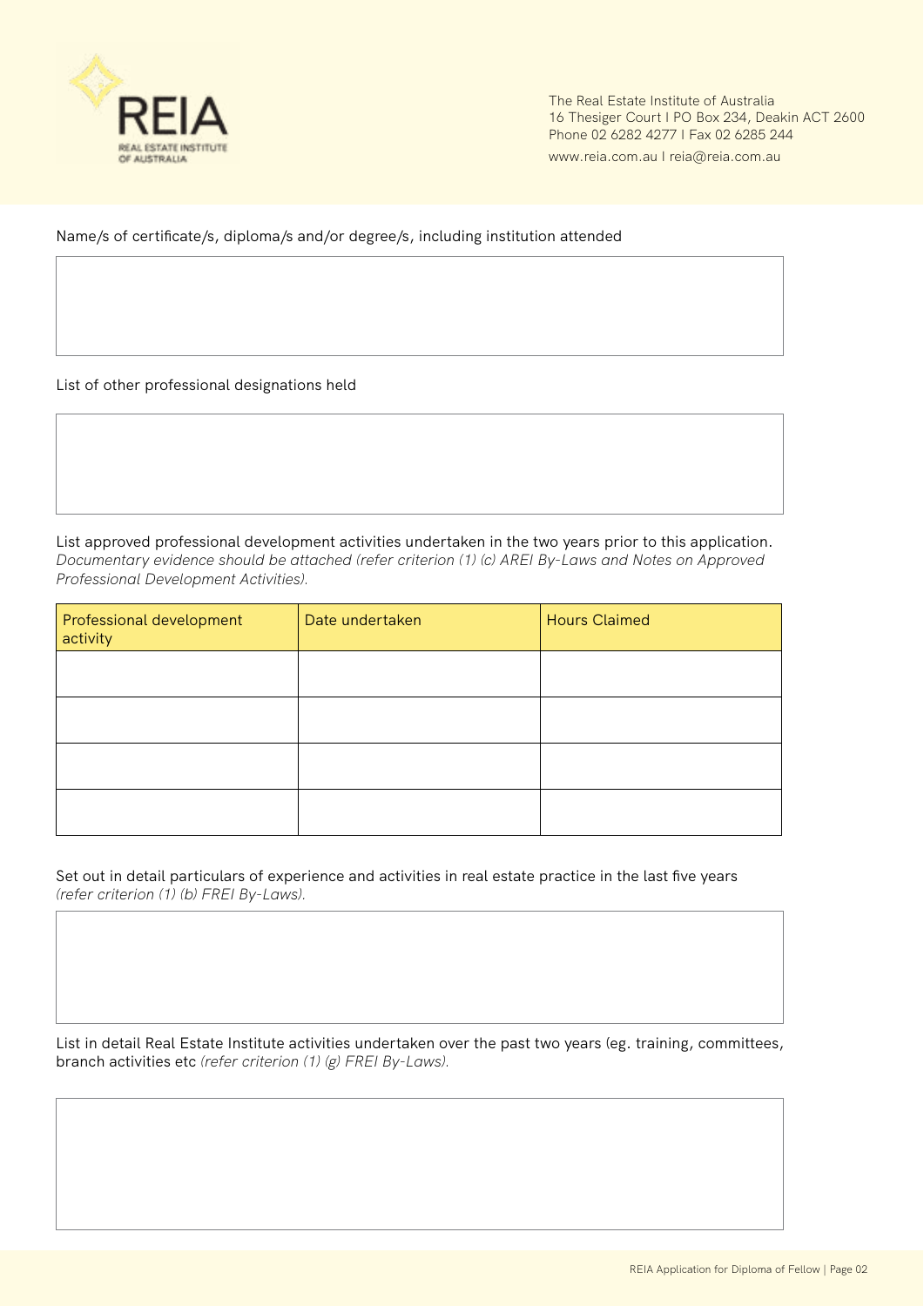The Real Estate Institute of Australia
16 Thesiger Court I PO Box 234, Deakin ACT 2600
Phone 02 6282 4277 I Fax 02 6285 244
www.reia.com.au I reia@reia.com.au

Name/s of certificate/s, diploma/s and/or degree/s, including institution attended

List of other professional designations held

List approved professional development activities undertaken in the two years prior to this application. *Documentary evidence should be attached (refer criterion (1) (c) AREI By-Laws and Notes on Approved Professional Development Activities).*

| Professional development activity | Date undertaken | Hours Claimed |
|---|---|---|
| | | |
| | | |
| | | |
| | | |

Set out in detail particulars of experience and activities in real estate practice in the last five years *(refer criterion (1) (b) FREI By-Laws).*

List in detail Real Estate Institute activities undertaken over the past two years (eg. training, committees, branch activities etc *(refer criterion (1) (g) FREI By-Laws).*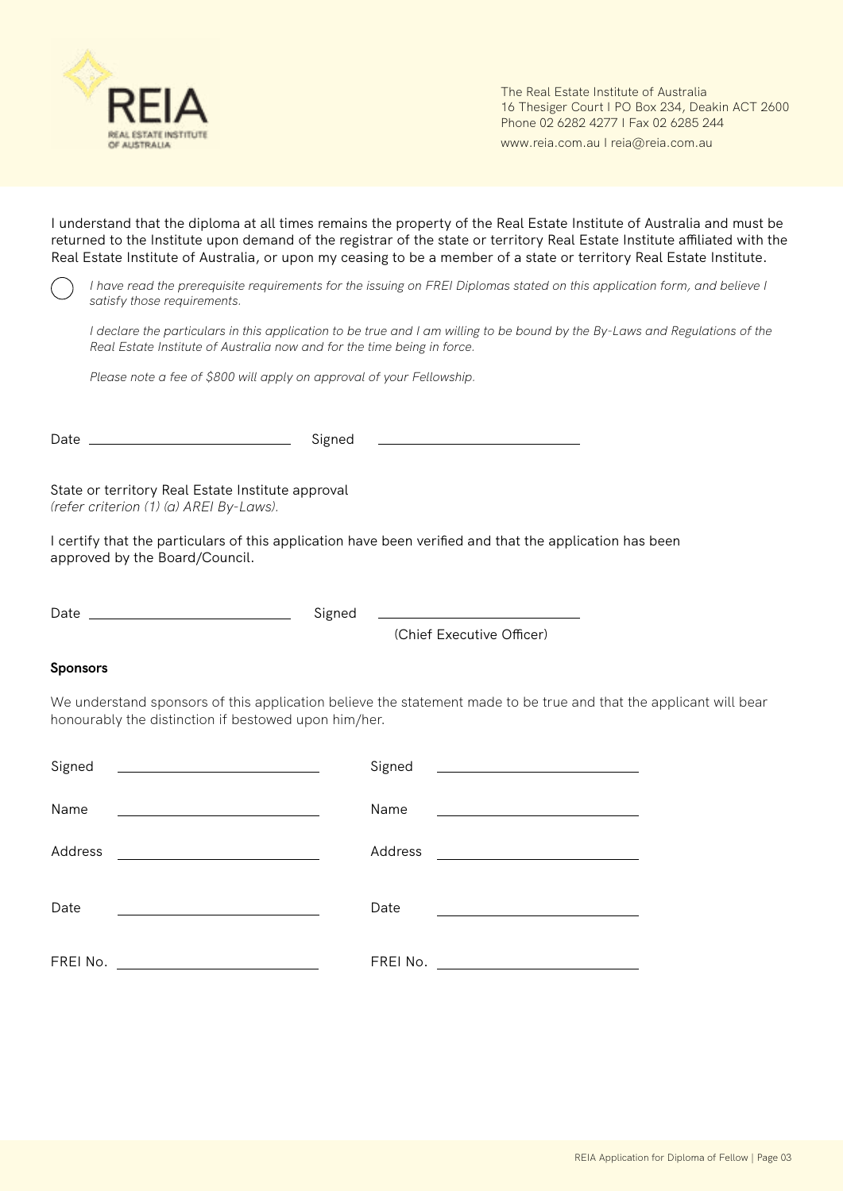The Real Estate Institute of Australia
16 Thesiger Court I PO Box 234, Deakin ACT 2600
Phone 02 6282 4277 I Fax 02 6285 244
www.reia.com.au I reia@reia.com.au

I understand that the diploma at all times remains the property of the Real Estate Institute of Australia and must be returned to the Institute upon demand of the registrar of the state or territory Real Estate Institute affiliated with the Real Estate Institute of Australia, or upon my ceasing to be a member of a state or territory Real Estate Institute.

◯ *I have read the prerequisite requirements for the issuing on FREI Diplomas stated on this application form, and believe I satisfy those requirements.*

*I declare the particulars in this application to be true and I am willing to be bound by the By-Laws and Regulations of the Real Estate Institute of Australia now and for the time being in force.*

*Please note a fee of $800 will apply on approval of your Fellowship.*

Date ______________________ Signed ______________________

State or territory Real Estate Institute approval
*(refer criterion (1) (a) AREI By-Laws).*

I certify that the particulars of this application have been verified and that the application has been approved by the Board/Council.

Date ______________________ Signed ______________________
(Chief Executive Officer)

**Sponsors**

We understand sponsors of this application believe the statement made to be true and that the applicant will bear honourably the distinction if bestowed upon him/her.

Signed ______________________ Signed ______________________

Name ______________________ Name ______________________

Address ______________________ Address ______________________

Date ______________________ Date ______________________

FREI No. ______________________ FREI No. ______________________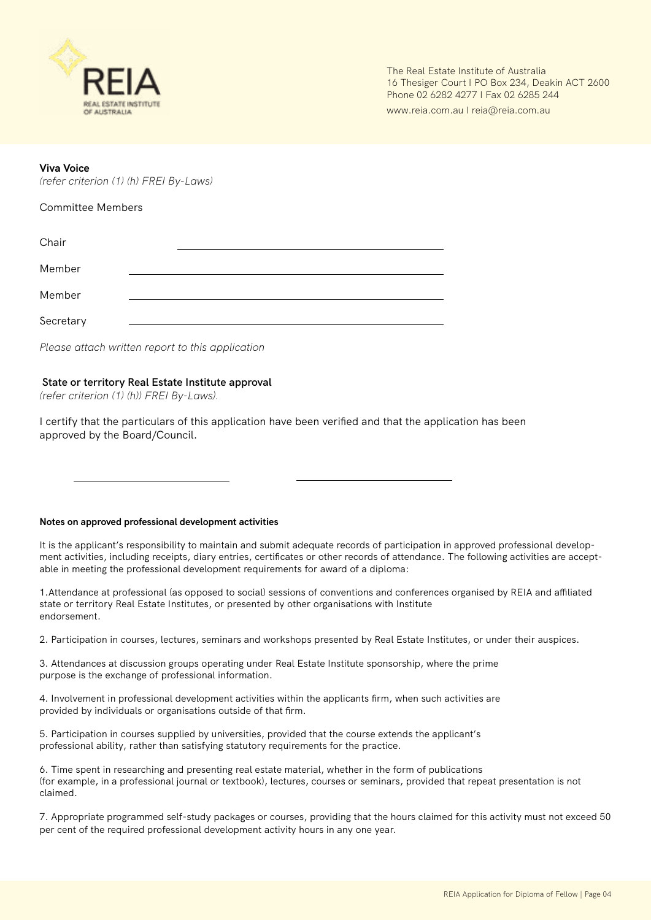The Real Estate Institute of Australia
16 Thesiger Court | PO Box 234, Deakin ACT 2600
Phone 02 6282 4277 | Fax 02 6285 244
www.reia.com.au | reia@reia.com.au

**Viva Voice**
*(refer criterion (1) (h) FREI By-Laws)*

Committee Members

Chair ______________________________

Member ______________________________

Member ______________________________

Secretary ______________________________

*Please attach written report to this application*

**State or territory Real Estate Institute approval**
*(refer criterion (1) (h)) FREI By-Laws).*

I certify that the particulars of this application have been verified and that the application has been approved by the Board/Council.

______________________ ______________________

**Notes on approved professional development activities**

It is the applicant's responsibility to maintain and submit adequate records of participation in approved professional development activities, including receipts, diary entries, certificates or other records of attendance. The following activities are acceptable in meeting the professional development requirements for award of a diploma:

1. Attendance at professional (as opposed to social) sessions of conventions and conferences organised by REIA and affiliated state or territory Real Estate Institutes, or presented by other organisations with Institute endorsement.

2. Participation in courses, lectures, seminars and workshops presented by Real Estate Institutes, or under their auspices.

3. Attendances at discussion groups operating under Real Estate Institute sponsorship, where the prime purpose is the exchange of professional information.

4. Involvement in professional development activities within the applicants firm, when such activities are provided by individuals or organisations outside of that firm.

5. Participation in courses supplied by universities, provided that the course extends the applicant's professional ability, rather than satisfying statutory requirements for the practice.

6. Time spent in researching and presenting real estate material, whether in the form of publications (for example, in a professional journal or textbook), lectures, courses or seminars, provided that repeat presentation is not claimed.

7. Appropriate programmed self-study packages or courses, providing that the hours claimed for this activity must not exceed 50 per cent of the required professional development activity hours in any one year.